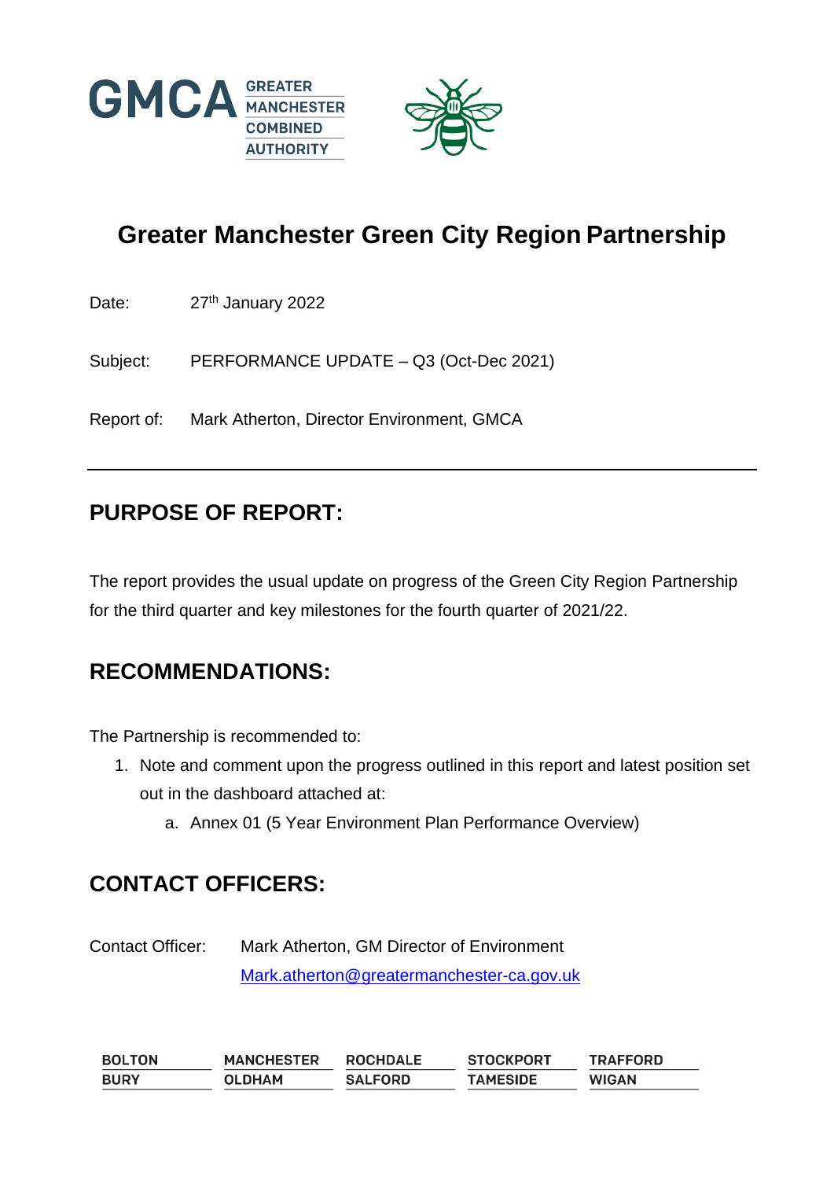GMCA GREATER MANCHESTER COMBINED AUTHORITY

# Greater Manchester Green City Region Partnership

Date: 27th January 2022

Subject: PERFORMANCE UPDATE – Q3 (Oct-Dec 2021)

Report of: Mark Atherton, Director Environment, GMCA

---

## PURPOSE OF REPORT:

The report provides the usual update on progress of the Green City Region Partnership for the third quarter and key milestones for the fourth quarter of 2021/22.

## RECOMMENDATIONS:

The Partnership is recommended to:

1. Note and comment upon the progress outlined in this report and latest position set out in the dashboard attached at:
    a. Annex 01 (5 Year Environment Plan Performance Overview)

## CONTACT OFFICERS:

Contact Officer: Mark Atherton, GM Director of Environment
[Mark.atherton@greatermanchester-ca.gov.uk](mailto:Mark.atherton@greatermanchester-ca.gov.uk)

| | | | | |
|---|---|---|---|---|
| BOLTON | MANCHESTER | ROCHDALE | STOCKPORT | TRAFFORD |
| BURY | OLDHAM | SALFORD | TAMESIDE | WIGAN |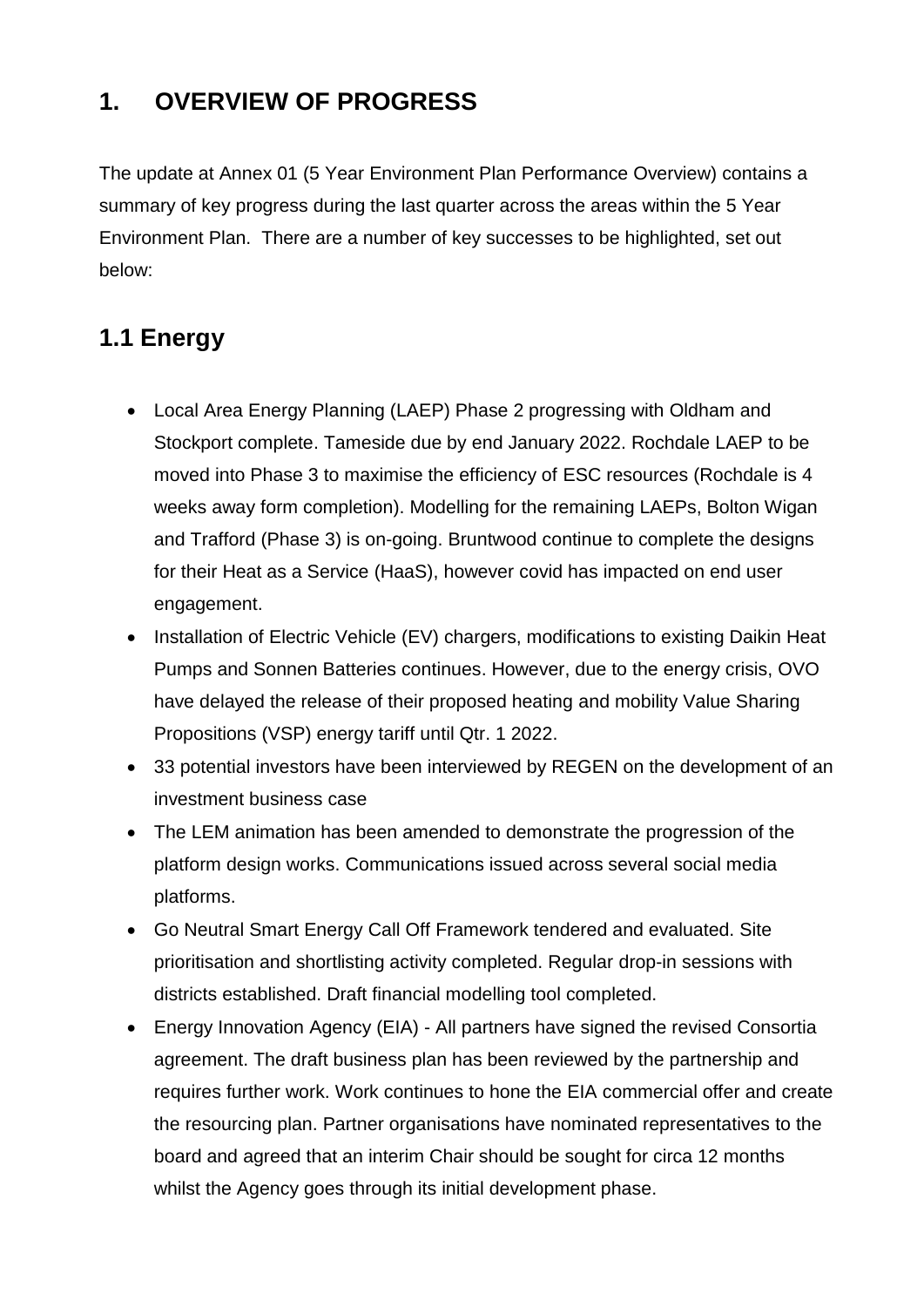## 1. OVERVIEW OF PROGRESS

The update at Annex 01 (5 Year Environment Plan Performance Overview) contains a summary of key progress during the last quarter across the areas within the 5 Year Environment Plan. There are a number of key successes to be highlighted, set out below:

### 1.1 Energy

- Local Area Energy Planning (LAEP) Phase 2 progressing with Oldham and Stockport complete. Tameside due by end January 2022. Rochdale LAEP to be moved into Phase 3 to maximise the efficiency of ESC resources (Rochdale is 4 weeks away form completion). Modelling for the remaining LAEPs, Bolton Wigan and Trafford (Phase 3) is on-going. Bruntwood continue to complete the designs for their Heat as a Service (HaaS), however covid has impacted on end user engagement.
- Installation of Electric Vehicle (EV) chargers, modifications to existing Daikin Heat Pumps and Sonnen Batteries continues. However, due to the energy crisis, OVO have delayed the release of their proposed heating and mobility Value Sharing Propositions (VSP) energy tariff until Qtr. 1 2022.
- 33 potential investors have been interviewed by REGEN on the development of an investment business case
- The LEM animation has been amended to demonstrate the progression of the platform design works. Communications issued across several social media platforms.
- Go Neutral Smart Energy Call Off Framework tendered and evaluated. Site prioritisation and shortlisting activity completed. Regular drop-in sessions with districts established. Draft financial modelling tool completed.
- Energy Innovation Agency (EIA) - All partners have signed the revised Consortia agreement. The draft business plan has been reviewed by the partnership and requires further work. Work continues to hone the EIA commercial offer and create the resourcing plan. Partner organisations have nominated representatives to the board and agreed that an interim Chair should be sought for circa 12 months whilst the Agency goes through its initial development phase.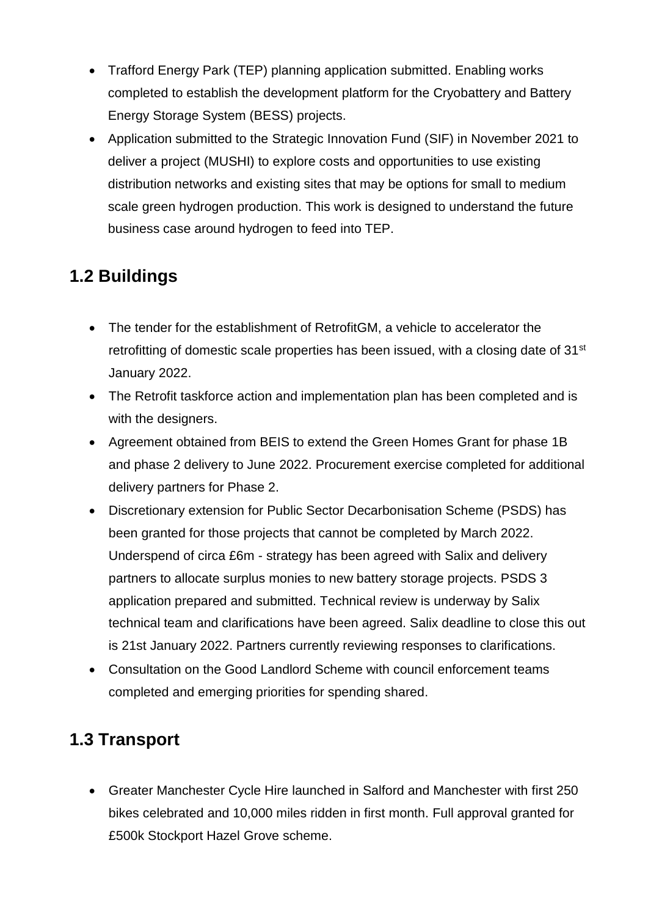- Trafford Energy Park (TEP) planning application submitted. Enabling works completed to establish the development platform for the Cryobattery and Battery Energy Storage System (BESS) projects.
- Application submitted to the Strategic Innovation Fund (SIF) in November 2021 to deliver a project (MUSHI) to explore costs and opportunities to use existing distribution networks and existing sites that may be options for small to medium scale green hydrogen production. This work is designed to understand the future business case around hydrogen to feed into TEP.

## 1.2 Buildings

- The tender for the establishment of RetrofitGM, a vehicle to accelerator the retrofitting of domestic scale properties has been issued, with a closing date of 31st January 2022.
- The Retrofit taskforce action and implementation plan has been completed and is with the designers.
- Agreement obtained from BEIS to extend the Green Homes Grant for phase 1B and phase 2 delivery to June 2022. Procurement exercise completed for additional delivery partners for Phase 2.
- Discretionary extension for Public Sector Decarbonisation Scheme (PSDS) has been granted for those projects that cannot be completed by March 2022. Underspend of circa £6m - strategy has been agreed with Salix and delivery partners to allocate surplus monies to new battery storage projects. PSDS 3 application prepared and submitted. Technical review is underway by Salix technical team and clarifications have been agreed. Salix deadline to close this out is 21st January 2022. Partners currently reviewing responses to clarifications.
- Consultation on the Good Landlord Scheme with council enforcement teams completed and emerging priorities for spending shared.

## 1.3 Transport

- Greater Manchester Cycle Hire launched in Salford and Manchester with first 250 bikes celebrated and 10,000 miles ridden in first month. Full approval granted for £500k Stockport Hazel Grove scheme.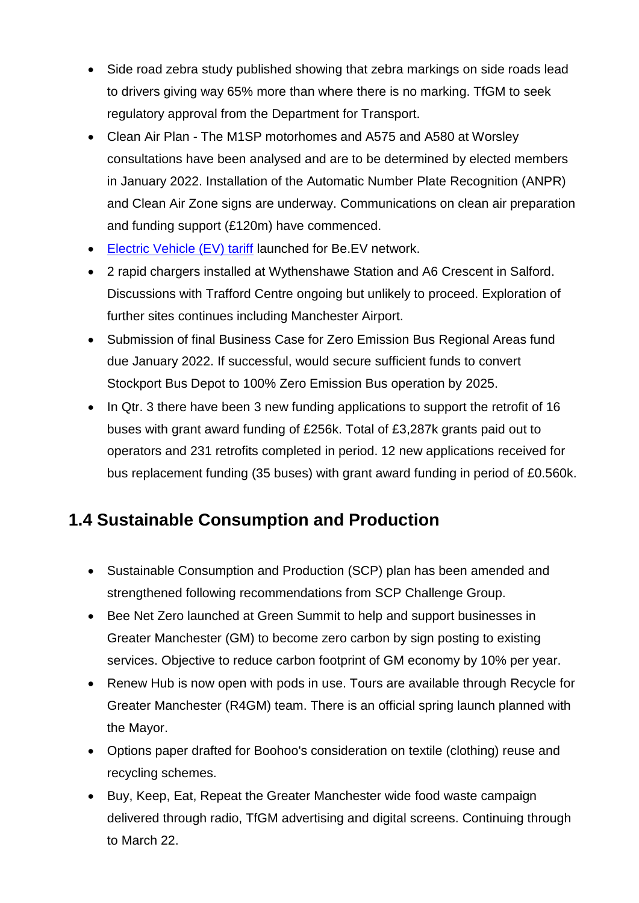- Side road zebra study published showing that zebra markings on side roads lead to drivers giving way 65% more than where there is no marking. TfGM to seek regulatory approval from the Department for Transport.
- Clean Air Plan - The M1SP motorhomes and A575 and A580 at Worsley consultations have been analysed and are to be determined by elected members in January 2022. Installation of the Automatic Number Plate Recognition (ANPR) and Clean Air Zone signs are underway. Communications on clean air preparation and funding support (£120m) have commenced.
- Electric Vehicle (EV) tariff launched for Be.EV network.
- 2 rapid chargers installed at Wythenshawe Station and A6 Crescent in Salford. Discussions with Trafford Centre ongoing but unlikely to proceed. Exploration of further sites continues including Manchester Airport.
- Submission of final Business Case for Zero Emission Bus Regional Areas fund due January 2022. If successful, would secure sufficient funds to convert Stockport Bus Depot to 100% Zero Emission Bus operation by 2025.
- In Qtr. 3 there have been 3 new funding applications to support the retrofit of 16 buses with grant award funding of £256k. Total of £3,287k grants paid out to operators and 231 retrofits completed in period. 12 new applications received for bus replacement funding (35 buses) with grant award funding in period of £0.560k.

## 1.4 Sustainable Consumption and Production

- Sustainable Consumption and Production (SCP) plan has been amended and strengthened following recommendations from SCP Challenge Group.
- Bee Net Zero launched at Green Summit to help and support businesses in Greater Manchester (GM) to become zero carbon by sign posting to existing services. Objective to reduce carbon footprint of GM economy by 10% per year.
- Renew Hub is now open with pods in use. Tours are available through Recycle for Greater Manchester (R4GM) team. There is an official spring launch planned with the Mayor.
- Options paper drafted for Boohoo's consideration on textile (clothing) reuse and recycling schemes.
- Buy, Keep, Eat, Repeat the Greater Manchester wide food waste campaign delivered through radio, TfGM advertising and digital screens. Continuing through to March 22.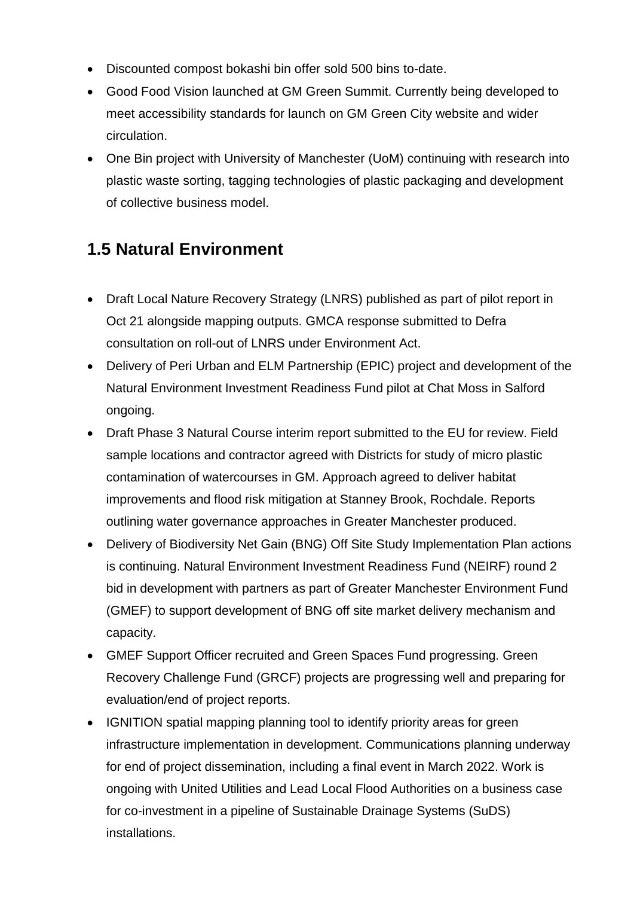- Discounted compost bokashi bin offer sold 500 bins to-date.
- Good Food Vision launched at GM Green Summit. Currently being developed to meet accessibility standards for launch on GM Green City website and wider circulation.
- One Bin project with University of Manchester (UoM) continuing with research into plastic waste sorting, tagging technologies of plastic packaging and development of collective business model.

## 1.5 Natural Environment

- Draft Local Nature Recovery Strategy (LNRS) published as part of pilot report in Oct 21 alongside mapping outputs. GMCA response submitted to Defra consultation on roll-out of LNRS under Environment Act.
- Delivery of Peri Urban and ELM Partnership (EPIC) project and development of the Natural Environment Investment Readiness Fund pilot at Chat Moss in Salford ongoing.
- Draft Phase 3 Natural Course interim report submitted to the EU for review. Field sample locations and contractor agreed with Districts for study of micro plastic contamination of watercourses in GM. Approach agreed to deliver habitat improvements and flood risk mitigation at Stanney Brook, Rochdale. Reports outlining water governance approaches in Greater Manchester produced.
- Delivery of Biodiversity Net Gain (BNG) Off Site Study Implementation Plan actions is continuing. Natural Environment Investment Readiness Fund (NEIRF) round 2 bid in development with partners as part of Greater Manchester Environment Fund (GMEF) to support development of BNG off site market delivery mechanism and capacity.
- GMEF Support Officer recruited and Green Spaces Fund progressing. Green Recovery Challenge Fund (GRCF) projects are progressing well and preparing for evaluation/end of project reports.
- IGNITION spatial mapping planning tool to identify priority areas for green infrastructure implementation in development. Communications planning underway for end of project dissemination, including a final event in March 2022. Work is ongoing with United Utilities and Lead Local Flood Authorities on a business case for co-investment in a pipeline of Sustainable Drainage Systems (SuDS) installations.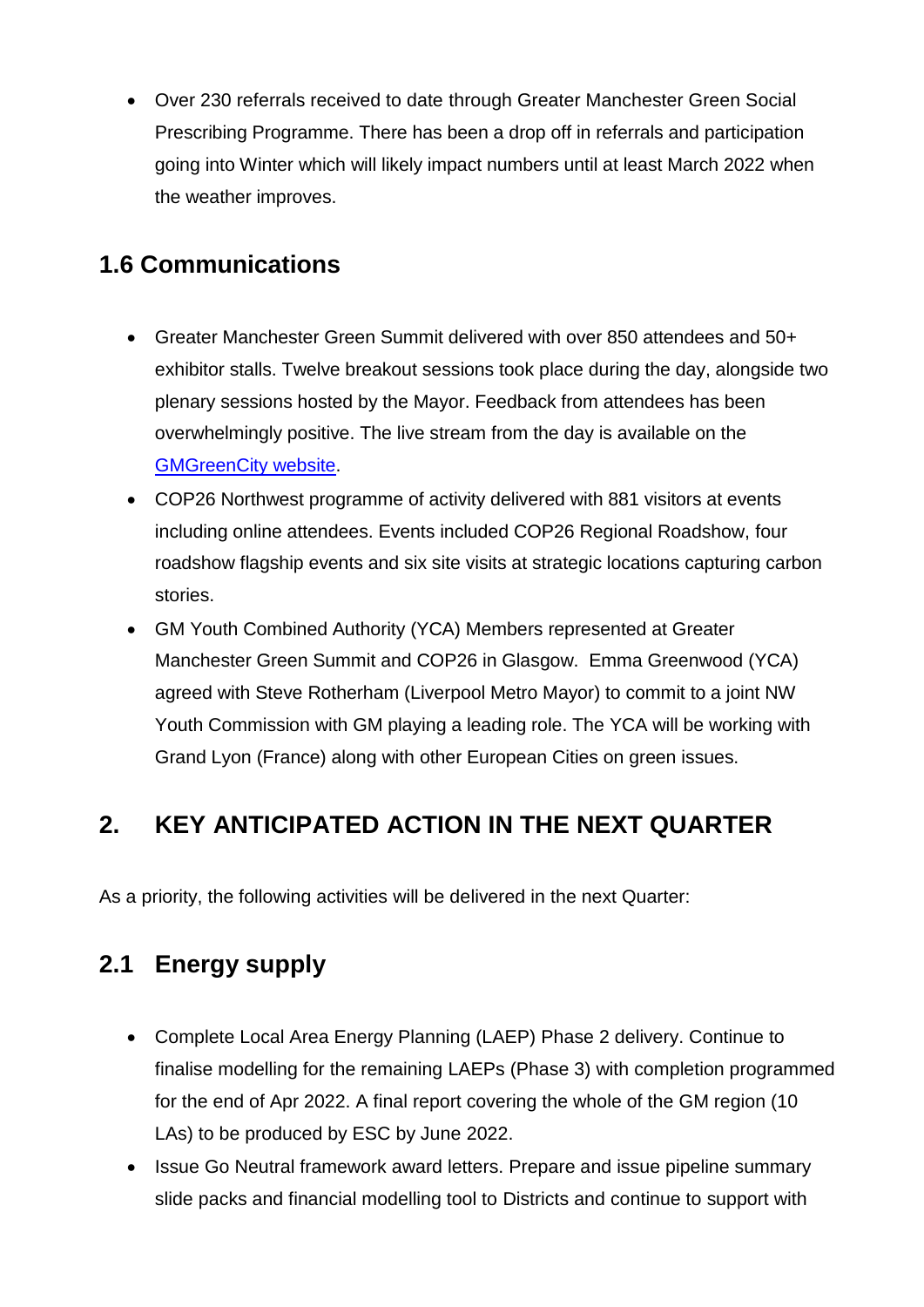- Over 230 referrals received to date through Greater Manchester Green Social Prescribing Programme. There has been a drop off in referrals and participation going into Winter which will likely impact numbers until at least March 2022 when the weather improves.

## 1.6 Communications

- Greater Manchester Green Summit delivered with over 850 attendees and 50+ exhibitor stalls. Twelve breakout sessions took place during the day, alongside two plenary sessions hosted by the Mayor. Feedback from attendees has been overwhelmingly positive. The live stream from the day is available on the GMGreenCity website.
- COP26 Northwest programme of activity delivered with 881 visitors at events including online attendees. Events included COP26 Regional Roadshow, four roadshow flagship events and six site visits at strategic locations capturing carbon stories.
- GM Youth Combined Authority (YCA) Members represented at Greater Manchester Green Summit and COP26 in Glasgow. Emma Greenwood (YCA) agreed with Steve Rotherham (Liverpool Metro Mayor) to commit to a joint NW Youth Commission with GM playing a leading role. The YCA will be working with Grand Lyon (France) along with other European Cities on green issues.

# 2. KEY ANTICIPATED ACTION IN THE NEXT QUARTER

As a priority, the following activities will be delivered in the next Quarter:

## 2.1 Energy supply

- Complete Local Area Energy Planning (LAEP) Phase 2 delivery. Continue to finalise modelling for the remaining LAEPs (Phase 3) with completion programmed for the end of Apr 2022. A final report covering the whole of the GM region (10 LAs) to be produced by ESC by June 2022.
- Issue Go Neutral framework award letters. Prepare and issue pipeline summary slide packs and financial modelling tool to Districts and continue to support with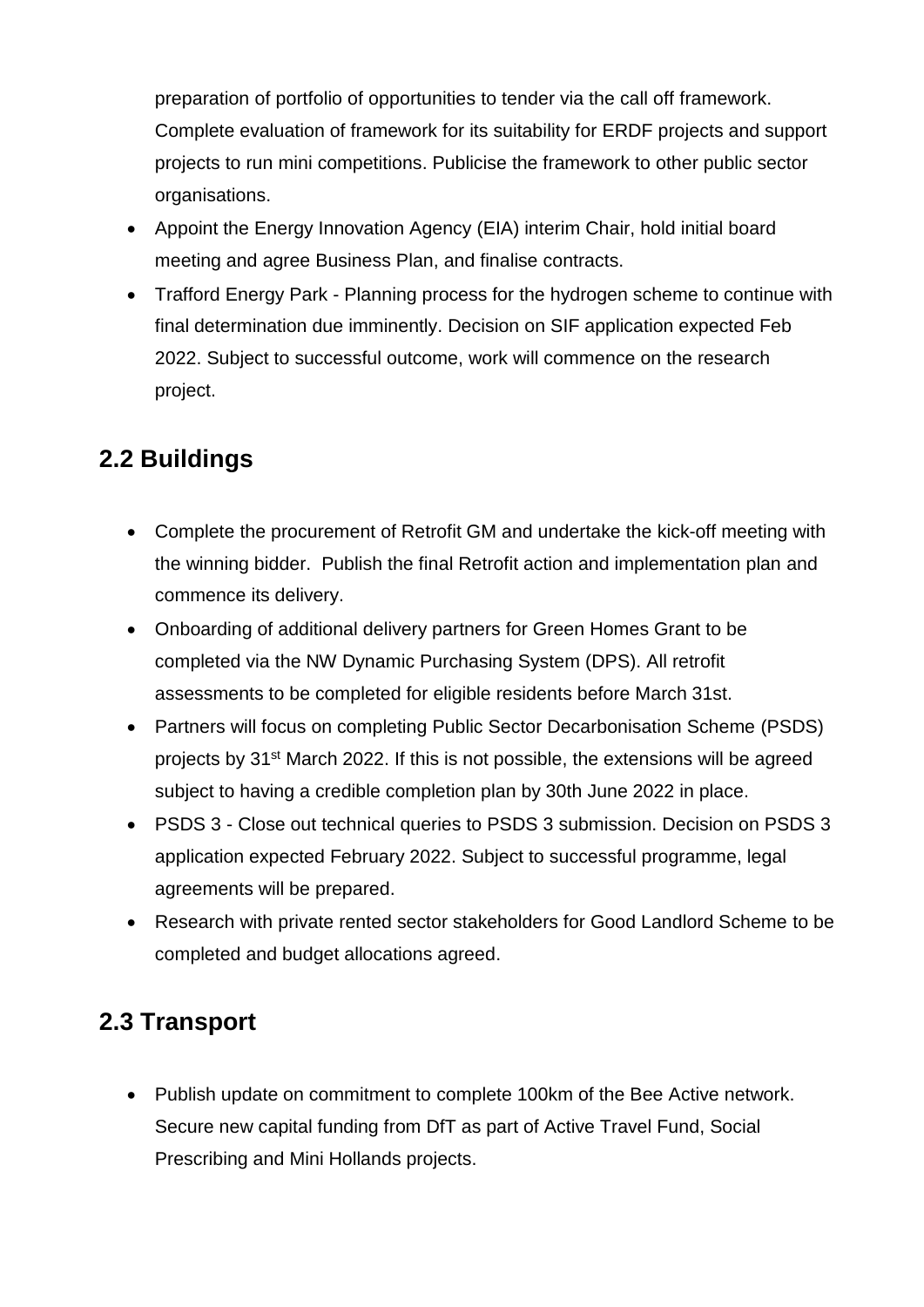preparation of portfolio of opportunities to tender via the call off framework. Complete evaluation of framework for its suitability for ERDF projects and support projects to run mini competitions. Publicise the framework to other public sector organisations.

- Appoint the Energy Innovation Agency (EIA) interim Chair, hold initial board meeting and agree Business Plan, and finalise contracts.
- Trafford Energy Park - Planning process for the hydrogen scheme to continue with final determination due imminently. Decision on SIF application expected Feb 2022. Subject to successful outcome, work will commence on the research project.

## 2.2 Buildings

- Complete the procurement of Retrofit GM and undertake the kick-off meeting with the winning bidder. Publish the final Retrofit action and implementation plan and commence its delivery.
- Onboarding of additional delivery partners for Green Homes Grant to be completed via the NW Dynamic Purchasing System (DPS). All retrofit assessments to be completed for eligible residents before March 31st.
- Partners will focus on completing Public Sector Decarbonisation Scheme (PSDS) projects by 31st March 2022. If this is not possible, the extensions will be agreed subject to having a credible completion plan by 30th June 2022 in place.
- PSDS 3 - Close out technical queries to PSDS 3 submission. Decision on PSDS 3 application expected February 2022. Subject to successful programme, legal agreements will be prepared.
- Research with private rented sector stakeholders for Good Landlord Scheme to be completed and budget allocations agreed.

## 2.3 Transport

- Publish update on commitment to complete 100km of the Bee Active network. Secure new capital funding from DfT as part of Active Travel Fund, Social Prescribing and Mini Hollands projects.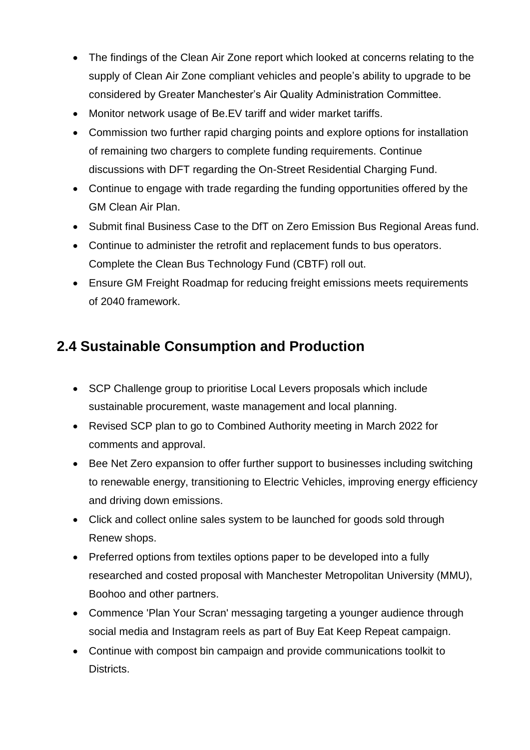- The findings of the Clean Air Zone report which looked at concerns relating to the supply of Clean Air Zone compliant vehicles and people's ability to upgrade to be considered by Greater Manchester's Air Quality Administration Committee.
- Monitor network usage of Be.EV tariff and wider market tariffs.
- Commission two further rapid charging points and explore options for installation of remaining two chargers to complete funding requirements. Continue discussions with DFT regarding the On-Street Residential Charging Fund.
- Continue to engage with trade regarding the funding opportunities offered by the GM Clean Air Plan.
- Submit final Business Case to the DfT on Zero Emission Bus Regional Areas fund.
- Continue to administer the retrofit and replacement funds to bus operators. Complete the Clean Bus Technology Fund (CBTF) roll out.
- Ensure GM Freight Roadmap for reducing freight emissions meets requirements of 2040 framework.

## 2.4 Sustainable Consumption and Production

- SCP Challenge group to prioritise Local Levers proposals which include sustainable procurement, waste management and local planning.
- Revised SCP plan to go to Combined Authority meeting in March 2022 for comments and approval.
- Bee Net Zero expansion to offer further support to businesses including switching to renewable energy, transitioning to Electric Vehicles, improving energy efficiency and driving down emissions.
- Click and collect online sales system to be launched for goods sold through Renew shops.
- Preferred options from textiles options paper to be developed into a fully researched and costed proposal with Manchester Metropolitan University (MMU), Boohoo and other partners.
- Commence 'Plan Your Scran' messaging targeting a younger audience through social media and Instagram reels as part of Buy Eat Keep Repeat campaign.
- Continue with compost bin campaign and provide communications toolkit to Districts.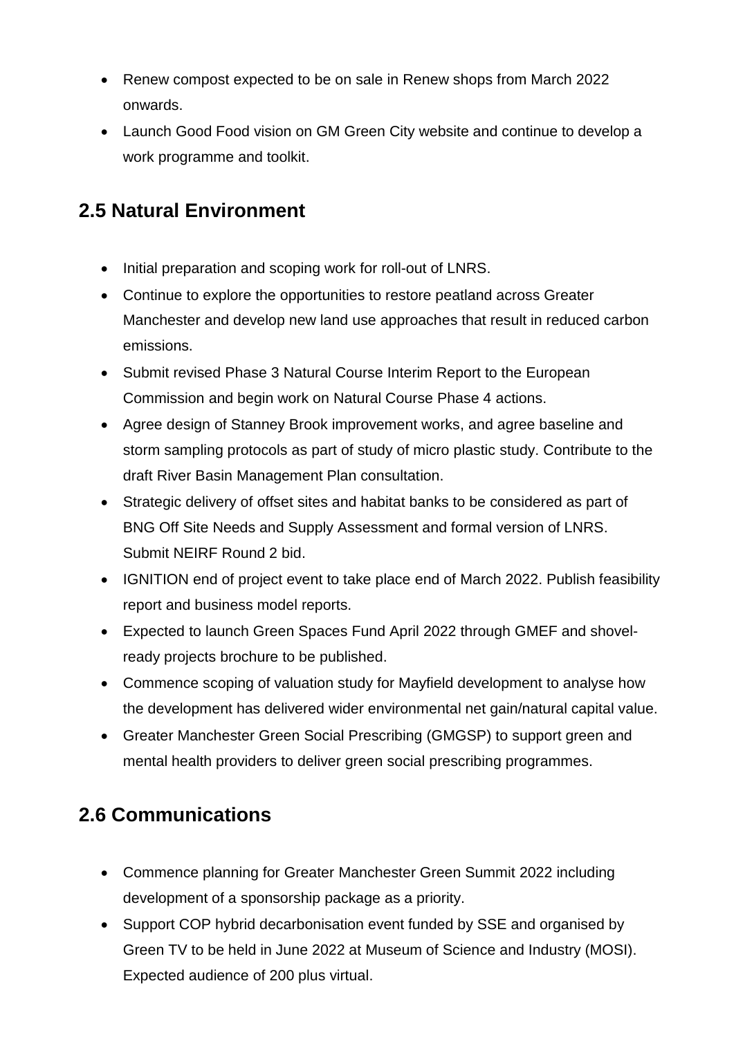- Renew compost expected to be on sale in Renew shops from March 2022 onwards.
- Launch Good Food vision on GM Green City website and continue to develop a work programme and toolkit.

## 2.5 Natural Environment

- Initial preparation and scoping work for roll-out of LNRS.
- Continue to explore the opportunities to restore peatland across Greater Manchester and develop new land use approaches that result in reduced carbon emissions.
- Submit revised Phase 3 Natural Course Interim Report to the European Commission and begin work on Natural Course Phase 4 actions.
- Agree design of Stanney Brook improvement works, and agree baseline and storm sampling protocols as part of study of micro plastic study. Contribute to the draft River Basin Management Plan consultation.
- Strategic delivery of offset sites and habitat banks to be considered as part of BNG Off Site Needs and Supply Assessment and formal version of LNRS. Submit NEIRF Round 2 bid.
- IGNITION end of project event to take place end of March 2022. Publish feasibility report and business model reports.
- Expected to launch Green Spaces Fund April 2022 through GMEF and shovel-ready projects brochure to be published.
- Commence scoping of valuation study for Mayfield development to analyse how the development has delivered wider environmental net gain/natural capital value.
- Greater Manchester Green Social Prescribing (GMGSP) to support green and mental health providers to deliver green social prescribing programmes.

## 2.6 Communications

- Commence planning for Greater Manchester Green Summit 2022 including development of a sponsorship package as a priority.
- Support COP hybrid decarbonisation event funded by SSE and organised by Green TV to be held in June 2022 at Museum of Science and Industry (MOSI). Expected audience of 200 plus virtual.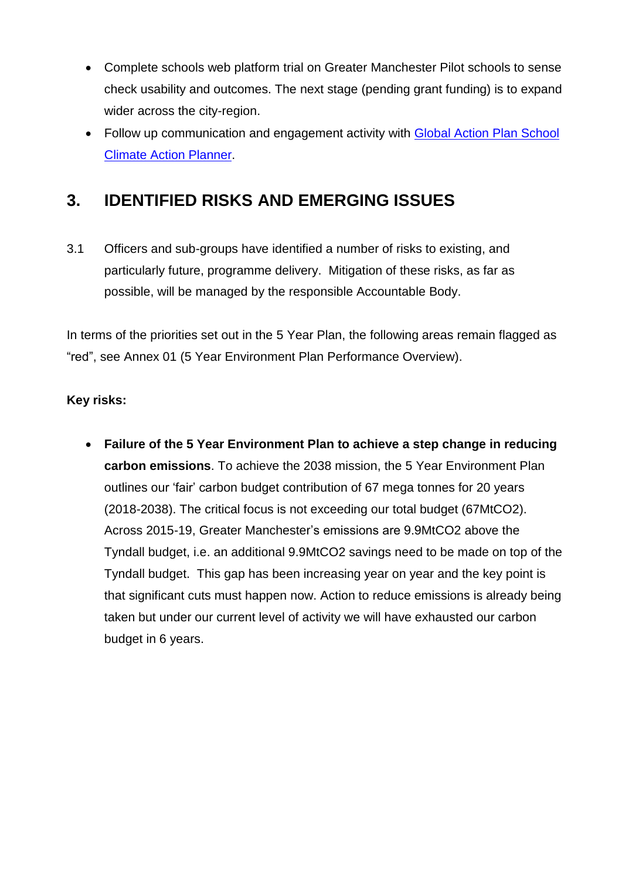- Complete schools web platform trial on Greater Manchester Pilot schools to sense check usability and outcomes. The next stage (pending grant funding) is to expand wider across the city-region.
- Follow up communication and engagement activity with [Global Action Plan School Climate Action Planner](#).

## 3. IDENTIFIED RISKS AND EMERGING ISSUES

3.1 Officers and sub-groups have identified a number of risks to existing, and particularly future, programme delivery. Mitigation of these risks, as far as possible, will be managed by the responsible Accountable Body.

In terms of the priorities set out in the 5 Year Plan, the following areas remain flagged as "red", see Annex 01 (5 Year Environment Plan Performance Overview).

**Key risks:**

- **Failure of the 5 Year Environment Plan to achieve a step change in reducing carbon emissions**. To achieve the 2038 mission, the 5 Year Environment Plan outlines our 'fair' carbon budget contribution of 67 mega tonnes for 20 years (2018-2038). The critical focus is not exceeding our total budget (67MtCO2). Across 2015-19, Greater Manchester's emissions are 9.9MtCO2 above the Tyndall budget, i.e. an additional 9.9MtCO2 savings need to be made on top of the Tyndall budget. This gap has been increasing year on year and the key point is that significant cuts must happen now. Action to reduce emissions is already being taken but under our current level of activity we will have exhausted our carbon budget in 6 years.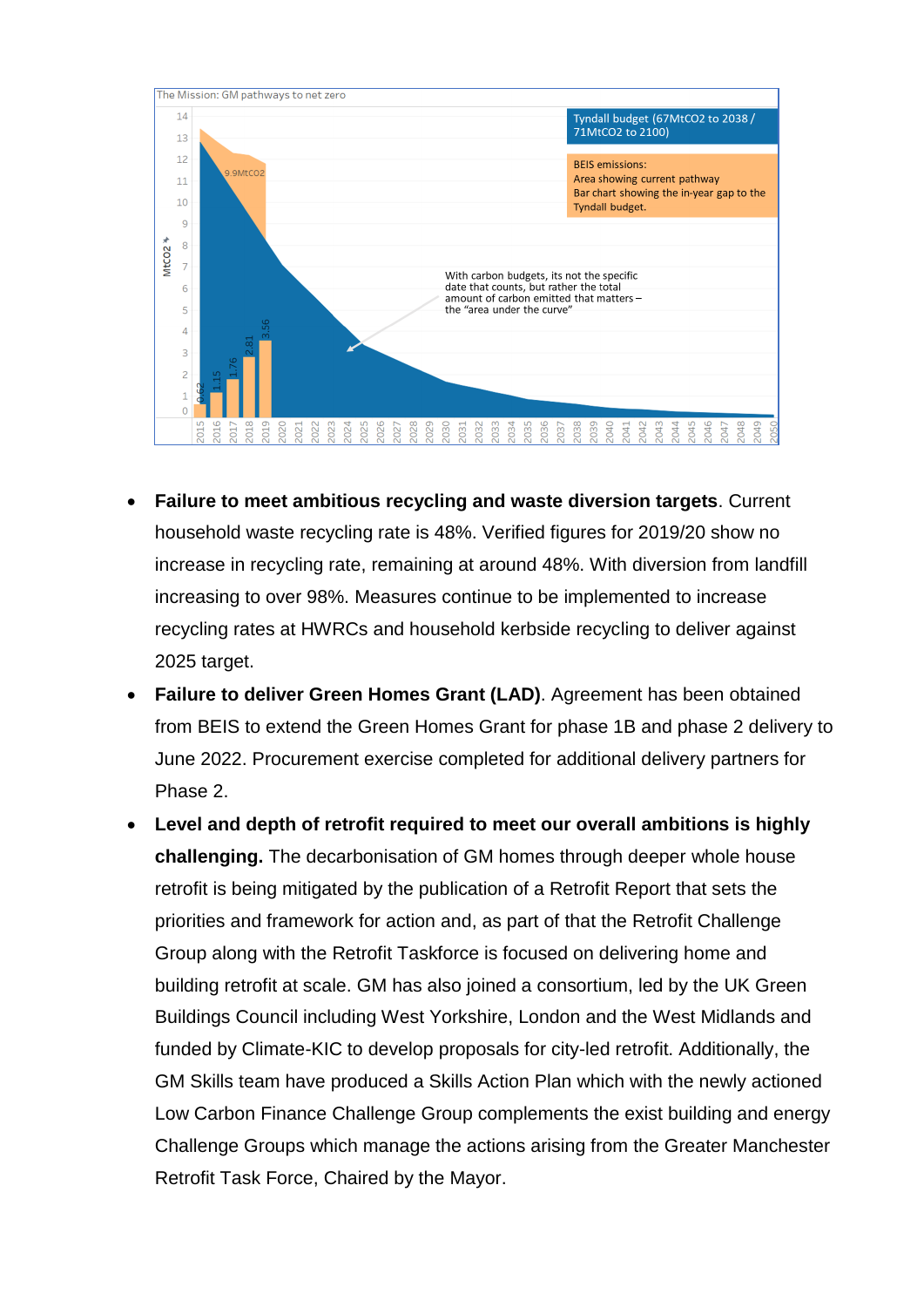- **Failure to meet ambitious recycling and waste diversion targets**. Current household waste recycling rate is 48%. Verified figures for 2019/20 show no increase in recycling rate, remaining at around 48%. With diversion from landfill increasing to over 98%. Measures continue to be implemented to increase recycling rates at HWRCs and household kerbside recycling to deliver against 2025 target.
- **Failure to deliver Green Homes Grant (LAD)**. Agreement has been obtained from BEIS to extend the Green Homes Grant for phase 1B and phase 2 delivery to June 2022. Procurement exercise completed for additional delivery partners for Phase 2.
- **Level and depth of retrofit required to meet our overall ambitions is highly challenging.** The decarbonisation of GM homes through deeper whole house retrofit is being mitigated by the publication of a Retrofit Report that sets the priorities and framework for action and, as part of that the Retrofit Challenge Group along with the Retrofit Taskforce is focused on delivering home and building retrofit at scale. GM has also joined a consortium, led by the UK Green Buildings Council including West Yorkshire, London and the West Midlands and funded by Climate-KIC to develop proposals for city-led retrofit. Additionally, the GM Skills team have produced a Skills Action Plan which with the newly actioned Low Carbon Finance Challenge Group complements the exist building and energy Challenge Groups which manage the actions arising from the Greater Manchester Retrofit Task Force, Chaired by the Mayor.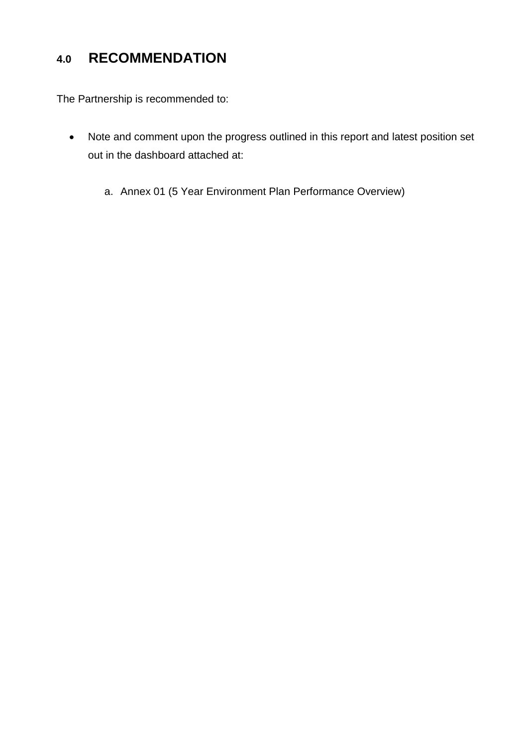## 4.0 RECOMMENDATION

The Partnership is recommended to:

- Note and comment upon the progress outlined in this report and latest position set out in the dashboard attached at:

    a. Annex 01 (5 Year Environment Plan Performance Overview)